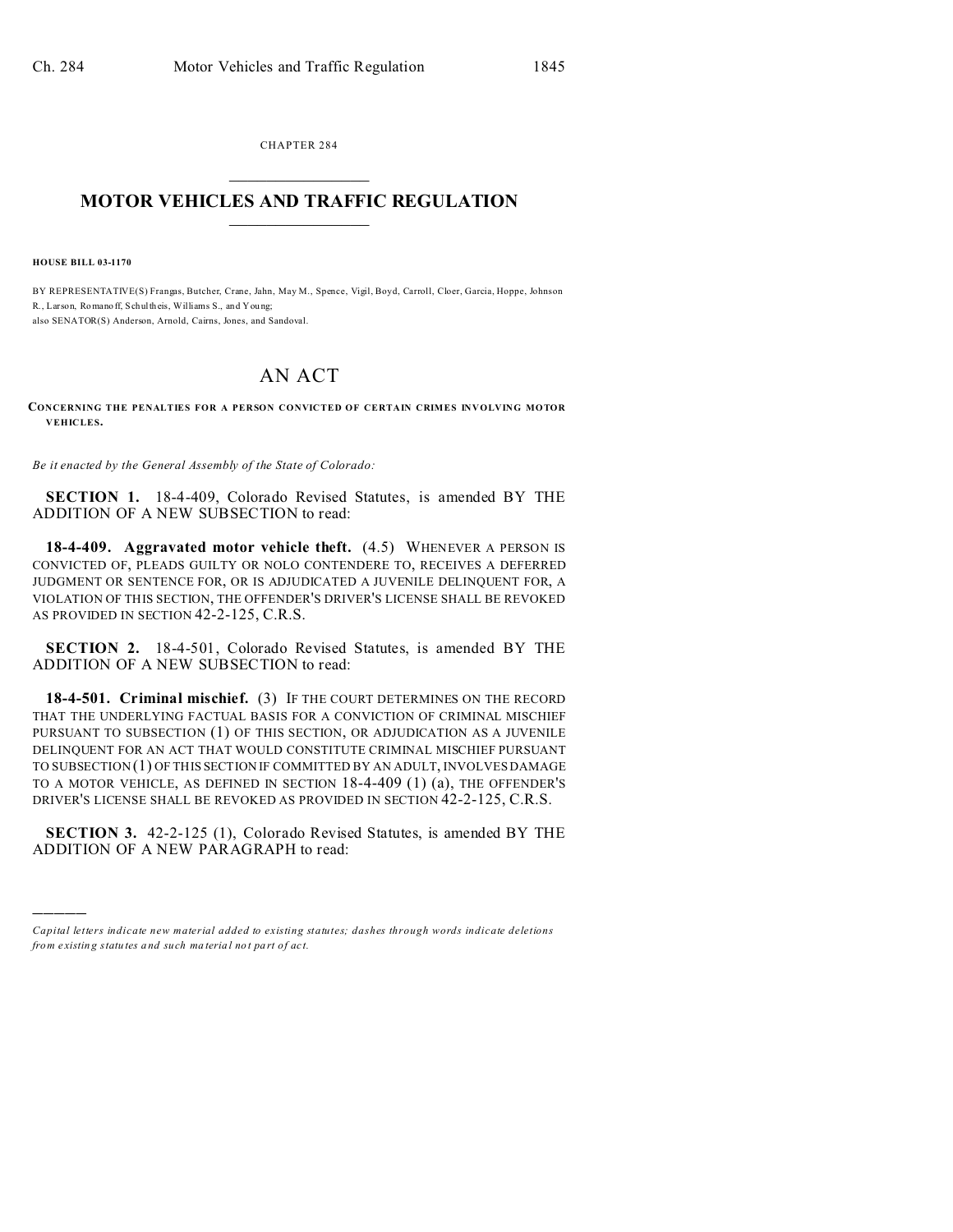CHAPTER 284

# MOTOR VEHICLES AND TRAFFIC REGULATION

**HOUSE BILL 03-1170**

BY REPRESENTATIVE(S) Frangas, Butcher, Crane, Jahn, May M., Spence, Vigil, Boyd, Carroll, Cloer, Garcia, Hoppe, Johnson R., Larson, Romanoff, Schultheis, Williams S., and Young;
also SENATOR(S) Anderson, Arnold, Cairns, Jones, and Sandoval.

# AN ACT

**CONCERNING THE PENALTIES FOR A PERSON CONVICTED OF CERTAIN CRIMES INVOLVING MOTOR VEHICLES.**

*Be it enacted by the General Assembly of the State of Colorado:*

**SECTION 1.** 18-4-409, Colorado Revised Statutes, is amended BY THE ADDITION OF A NEW SUBSECTION to read:

**18-4-409. Aggravated motor vehicle theft.** (4.5) WHENEVER A PERSON IS CONVICTED OF, PLEADS GUILTY OR NOLO CONTENDERE TO, RECEIVES A DEFERRED JUDGMENT OR SENTENCE FOR, OR IS ADJUDICATED A JUVENILE DELINQUENT FOR, A VIOLATION OF THIS SECTION, THE OFFENDER'S DRIVER'S LICENSE SHALL BE REVOKED AS PROVIDED IN SECTION 42-2-125, C.R.S.

**SECTION 2.** 18-4-501, Colorado Revised Statutes, is amended BY THE ADDITION OF A NEW SUBSECTION to read:

**18-4-501. Criminal mischief.** (3) IF THE COURT DETERMINES ON THE RECORD THAT THE UNDERLYING FACTUAL BASIS FOR A CONVICTION OF CRIMINAL MISCHIEF PURSUANT TO SUBSECTION (1) OF THIS SECTION, OR ADJUDICATION AS A JUVENILE DELINQUENT FOR AN ACT THAT WOULD CONSTITUTE CRIMINAL MISCHIEF PURSUANT TO SUBSECTION (1) OF THIS SECTION IF COMMITTED BY AN ADULT, INVOLVES DAMAGE TO A MOTOR VEHICLE, AS DEFINED IN SECTION 18-4-409 (1) (a), THE OFFENDER'S DRIVER'S LICENSE SHALL BE REVOKED AS PROVIDED IN SECTION 42-2-125, C.R.S.

**SECTION 3.** 42-2-125 (1), Colorado Revised Statutes, is amended BY THE ADDITION OF A NEW PARAGRAPH to read:

---

*Capital letters indicate new material added to existing statutes; dashes through words indicate deletions from existing statutes and such material not part of act.*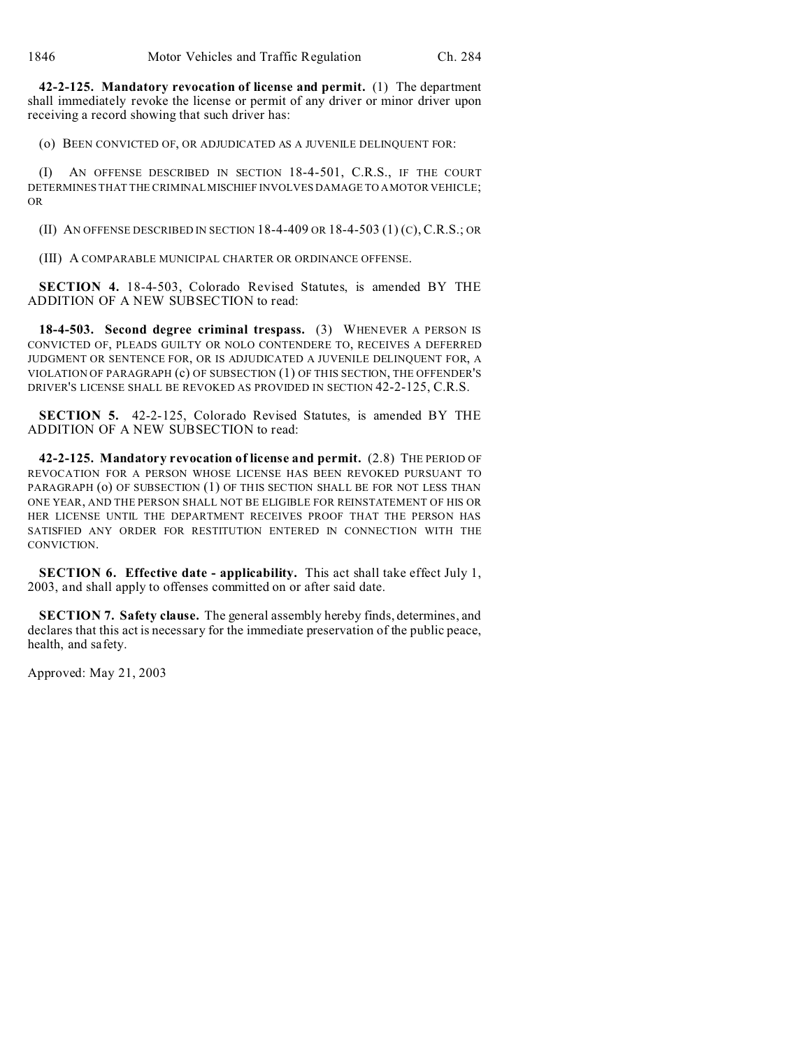**42-2-125. Mandatory revocation of license and permit.** (1) The department shall immediately revoke the license or permit of any driver or minor driver upon receiving a record showing that such driver has:

(o) BEEN CONVICTED OF, OR ADJUDICATED AS A JUVENILE DELINQUENT FOR:

(I) AN OFFENSE DESCRIBED IN SECTION 18-4-501, C.R.S., IF THE COURT DETERMINES THAT THE CRIMINAL MISCHIEF INVOLVES DAMAGE TO A MOTOR VEHICLE; OR

(II) AN OFFENSE DESCRIBED IN SECTION 18-4-409 OR 18-4-503 (1) (C), C.R.S.; OR

(III) A COMPARABLE MUNICIPAL CHARTER OR ORDINANCE OFFENSE.

**SECTION 4.** 18-4-503, Colorado Revised Statutes, is amended BY THE ADDITION OF A NEW SUBSECTION to read:

**18-4-503. Second degree criminal trespass.** (3) WHENEVER A PERSON IS CONVICTED OF, PLEADS GUILTY OR NOLO CONTENDERE TO, RECEIVES A DEFERRED JUDGMENT OR SENTENCE FOR, OR IS ADJUDICATED A JUVENILE DELINQUENT FOR, A VIOLATION OF PARAGRAPH (c) OF SUBSECTION (1) OF THIS SECTION, THE OFFENDER'S DRIVER'S LICENSE SHALL BE REVOKED AS PROVIDED IN SECTION 42-2-125, C.R.S.

**SECTION 5.** 42-2-125, Colorado Revised Statutes, is amended BY THE ADDITION OF A NEW SUBSECTION to read:

**42-2-125. Mandatory revocation of license and permit.** (2.8) THE PERIOD OF REVOCATION FOR A PERSON WHOSE LICENSE HAS BEEN REVOKED PURSUANT TO PARAGRAPH (o) OF SUBSECTION (1) OF THIS SECTION SHALL BE FOR NOT LESS THAN ONE YEAR, AND THE PERSON SHALL NOT BE ELIGIBLE FOR REINSTATEMENT OF HIS OR HER LICENSE UNTIL THE DEPARTMENT RECEIVES PROOF THAT THE PERSON HAS SATISFIED ANY ORDER FOR RESTITUTION ENTERED IN CONNECTION WITH THE CONVICTION.

**SECTION 6. Effective date - applicability.** This act shall take effect July 1, 2003, and shall apply to offenses committed on or after said date.

**SECTION 7. Safety clause.** The general assembly hereby finds, determines, and declares that this act is necessary for the immediate preservation of the public peace, health, and safety.

Approved: May 21, 2003